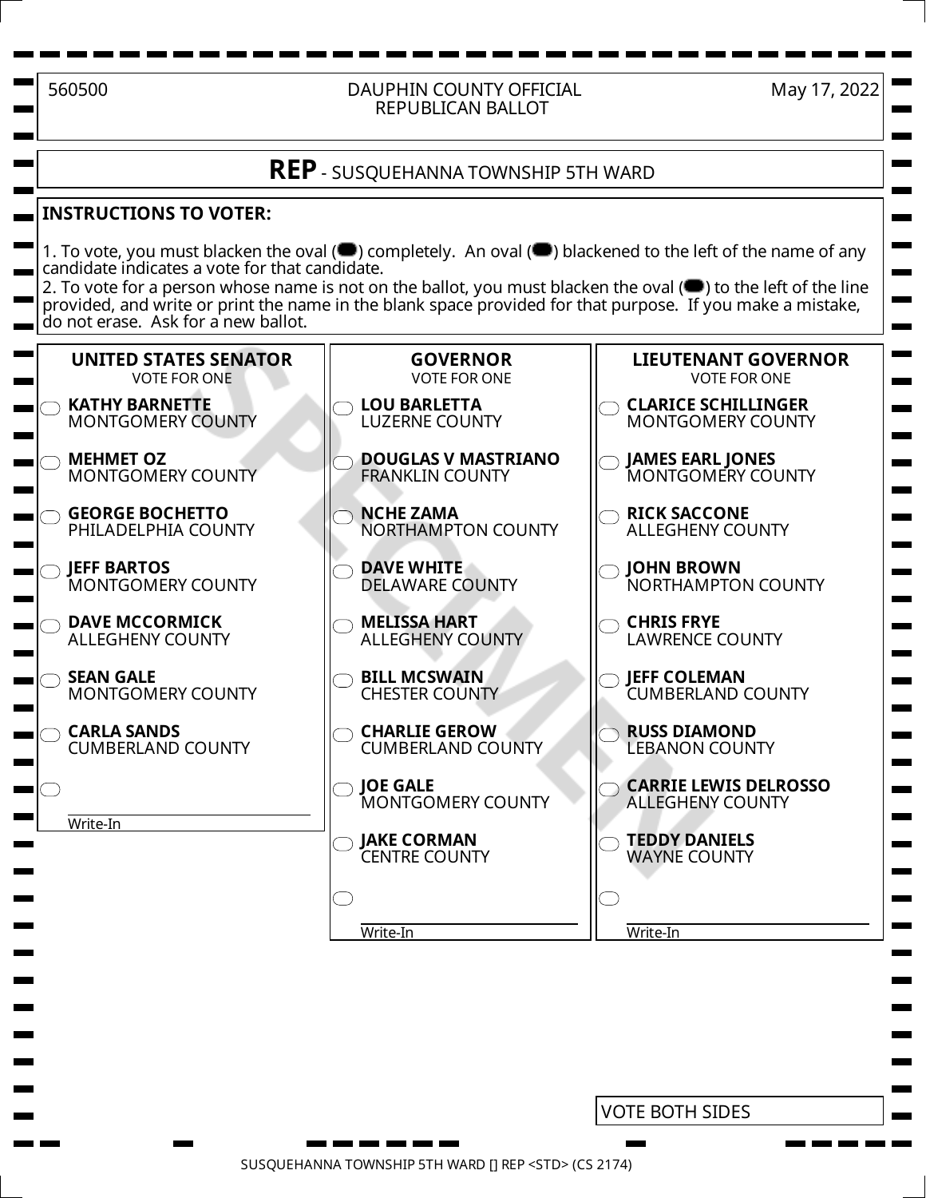560500

DAUPHIN COUNTY OFFICIAL
REPUBLICAN BALLOT

May 17, 2022

# REP - SUSQUEHANNA TOWNSHIP 5TH WARD

**INSTRUCTIONS TO VOTER:**

1. To vote, you must blacken the oval (⬬) completely. An oval (⬬) blackened to the left of the name of any candidate indicates a vote for that candidate.
2. To vote for a person whose name is not on the ballot, you must blacken the oval (⬬) to the left of the line provided, and write or print the name in the blank space provided for that purpose. If you make a mistake, do not erase. Ask for a new ballot.

## UNITED STATES SENATOR
VOTE FOR ONE

- **KATHY BARNETTE** MONTGOMERY COUNTY
- **MEHMET OZ** MONTGOMERY COUNTY
- **GEORGE BOCHETTO** PHILADELPHIA COUNTY
- **JEFF BARTOS** MONTGOMERY COUNTY
- **DAVE MCCORMICK** ALLEGHENY COUNTY
- **SEAN GALE** MONTGOMERY COUNTY
- **CARLA SANDS** CUMBERLAND COUNTY
- ____________ Write-In

## GOVERNOR
VOTE FOR ONE

- **LOU BARLETTA** LUZERNE COUNTY
- **DOUGLAS V MASTRIANO** FRANKLIN COUNTY
- **NCHE ZAMA** NORTHAMPTON COUNTY
- **DAVE WHITE** DELAWARE COUNTY
- **MELISSA HART** ALLEGHENY COUNTY
- **BILL MCSWAIN** CHESTER COUNTY
- **CHARLIE GEROW** CUMBERLAND COUNTY
- **JOE GALE** MONTGOMERY COUNTY
- **JAKE CORMAN** CENTRE COUNTY
- ____________ Write-In

## LIEUTENANT GOVERNOR
VOTE FOR ONE

- **CLARICE SCHILLINGER** MONTGOMERY COUNTY
- **JAMES EARL JONES** MONTGOMERY COUNTY
- **RICK SACCONE** ALLEGHENY COUNTY
- **JOHN BROWN** NORTHAMPTON COUNTY
- **CHRIS FRYE** LAWRENCE COUNTY
- **JEFF COLEMAN** CUMBERLAND COUNTY
- **RUSS DIAMOND** LEBANON COUNTY
- **CARRIE LEWIS DELROSSO** ALLEGHENY COUNTY
- **TEDDY DANIELS** WAYNE COUNTY
- ____________ Write-In

VOTE BOTH SIDES

SUSQUEHANNA TOWNSHIP 5TH WARD [] REP <STD> (CS 2174)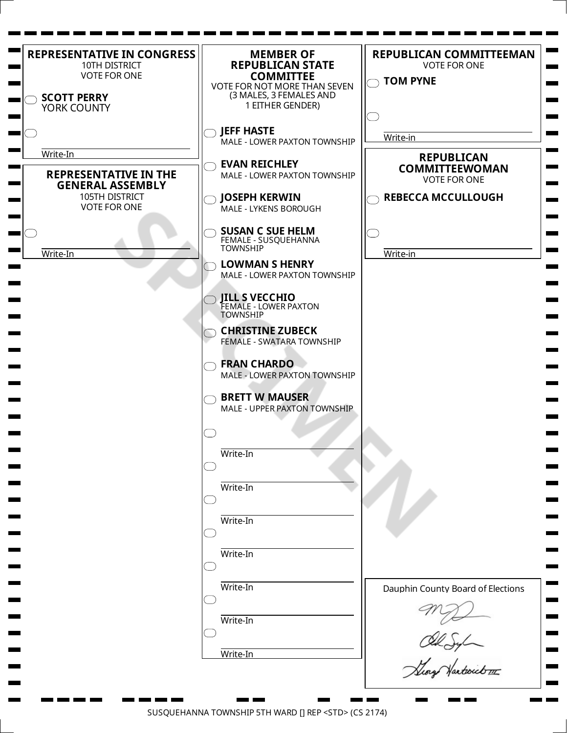## REPRESENTATIVE IN CONGRESS

10TH DISTRICT
VOTE FOR ONE

- **SCOTT PERRY**
  YORK COUNTY
- Write-In

## REPRESENTATIVE IN THE GENERAL ASSEMBLY

105TH DISTRICT
VOTE FOR ONE

- Write-In

## MEMBER OF REPUBLICAN STATE COMMITTEE

VOTE FOR NOT MORE THAN SEVEN
(3 MALES, 3 FEMALES AND
1 EITHER GENDER)

- **JEFF HASTE**
  MALE - LOWER PAXTON TOWNSHIP
- **EVAN REICHLEY**
  MALE - LOWER PAXTON TOWNSHIP
- **JOSEPH KERWIN**
  MALE - LYKENS BOROUGH
- **SUSAN C SUE HELM**
  FEMALE - SUSQUEHANNA TOWNSHIP
- **LOWMAN S HENRY**
  MALE - LOWER PAXTON TOWNSHIP
- **JILL S VECCHIO**
  FEMALE - LOWER PAXTON TOWNSHIP
- **CHRISTINE ZUBECK**
  FEMALE - SWATARA TOWNSHIP
- **FRAN CHARDO**
  MALE - LOWER PAXTON TOWNSHIP
- **BRETT W MAUSER**
  MALE - UPPER PAXTON TOWNSHIP
- Write-In
- Write-In
- Write-In
- Write-In
- Write-In
- Write-In
- Write-In

## REPUBLICAN COMMITTEEMAN

VOTE FOR ONE

- **TOM PYNE**
- Write-in

## REPUBLICAN COMMITTEEWOMAN

VOTE FOR ONE

- **REBECCA MCCULLOUGH**
- Write-in

Dauphin County Board of Elections

SPECIMEN

SUSQUEHANNA TOWNSHIP 5TH WARD [] REP <STD> (CS 2174)